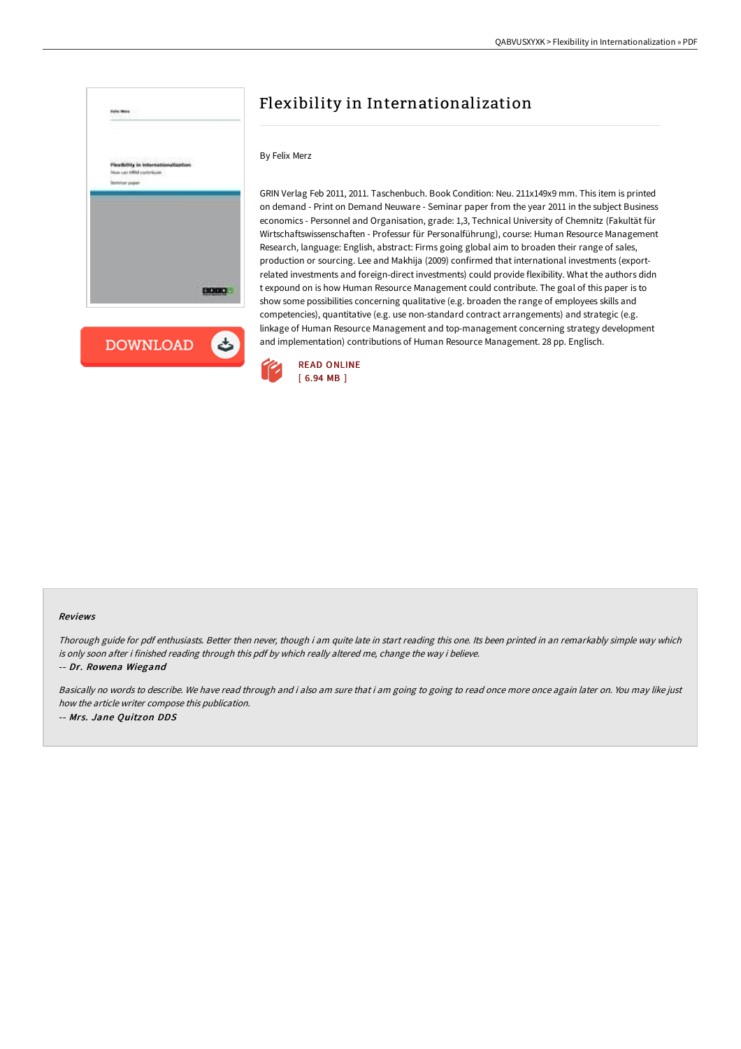# Flexibility in Internationalization

By Felix Merz

GRIN Verlag Feb 2011, 2011. Taschenbuch. Book Condition: Neu. 211x149x9 mm. This item is printed on demand - Print on Demand Neuware - Seminar paper from the year 2011 in the subject Business economics - Personnel and Organisation, grade: 1,3, Technical University of Chemnitz (Fakultät für Wirtschaftswissenschaften - Professur für Personalführung), course: Human Resource Management Research, language: English, abstract: Firms going global aim to broaden their range of sales, production or sourcing. Lee and Makhija (2009) confirmed that international investments (export-related investments and foreign-direct investments) could provide flexibility. What the authors didn t expound on is how Human Resource Management could contribute. The goal of this paper is to show some possibilities concerning qualitative (e.g. broaden the range of employees skills and competencies), quantitative (e.g. use non-standard contract arrangements) and strategic (e.g. linkage of Human Resource Management and top-management concerning strategy development and implementation) contributions of Human Resource Management. 28 pp. Englisch.

READ ONLINE
[ 6.94 MB ]

### Reviews

*Thorough guide for pdf enthusiasts. Better then never, though i am quite late in start reading this one. Its been printed in an remarkably simple way which is only soon after i finished reading through this pdf by which really altered me, change the way i believe.*

*-- Dr. Rowena Wiegand*

*Basically no words to describe. We have read through and i also am sure that i am going to going to read once more once again later on. You may like just how the article writer compose this publication.*

*-- Mrs. Jane Quitzon DDS*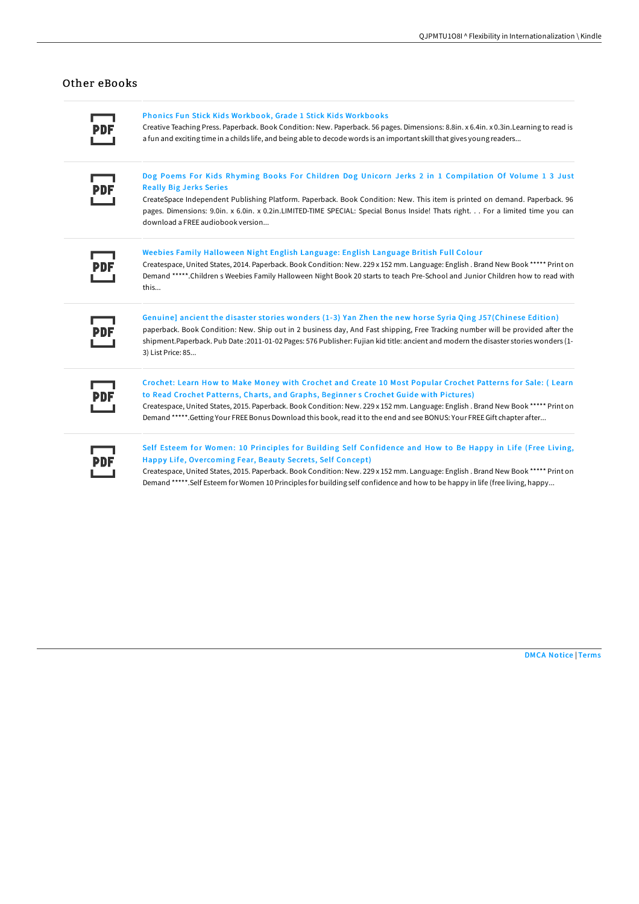## Other eBooks

**Phonics Fun Stick Kids Workbook, Grade 1 Stick Kids Workbooks**

Creative Teaching Press. Paperback. Book Condition: New. Paperback. 56 pages. Dimensions: 8.8in. x 6.4in. x 0.3in.Learning to read is a fun and exciting time in a childs life, and being able to decode words is an important skill that gives young readers...

**Dog Poems For Kids Rhyming Books For Children Dog Unicorn Jerks 2 in 1 Compilation Of Volume 1 3 Just Really Big Jerks Series**

CreateSpace Independent Publishing Platform. Paperback. Book Condition: New. This item is printed on demand. Paperback. 96 pages. Dimensions: 9.0in. x 6.0in. x 0.2in.LIMITED-TIME SPECIAL: Special Bonus Inside! Thats right. . . For a limited time you can download a FREE audiobook version...

**Weebies Family Halloween Night English Language: English Language British Full Colour**

Createspace, United States, 2014. Paperback. Book Condition: New. 229 x 152 mm. Language: English . Brand New Book ***** Print on Demand *****.Children s Weebies Family Halloween Night Book 20 starts to teach Pre-School and Junior Children how to read with this...

**Genuine] ancient the disaster stories wonders (1-3) Yan Zhen the new horse Syria Qing J57(Chinese Edition)**

paperback. Book Condition: New. Ship out in 2 business day, And Fast shipping, Free Tracking number will be provided after the shipment.Paperback. Pub Date :2011-01-02 Pages: 576 Publisher: Fujian kid title: ancient and modern the disaster stories wonders (1-3) List Price: 85...

**Crochet: Learn How to Make Money with Crochet and Create 10 Most Popular Crochet Patterns for Sale: ( Learn to Read Crochet Patterns, Charts, and Graphs, Beginner s Crochet Guide with Pictures)**

Createspace, United States, 2015. Paperback. Book Condition: New. 229 x 152 mm. Language: English . Brand New Book ***** Print on Demand *****.Getting Your FREE Bonus Download this book, read it to the end and see BONUS: Your FREE Gift chapter after...

**Self Esteem for Women: 10 Principles for Building Self Confidence and How to Be Happy in Life (Free Living, Happy Life, Overcoming Fear, Beauty Secrets, Self Concept)**

Createspace, United States, 2015. Paperback. Book Condition: New. 229 x 152 mm. Language: English . Brand New Book ***** Print on Demand *****.Self Esteem for Women 10 Principles for building self confidence and how to be happy in life (free living, happy...